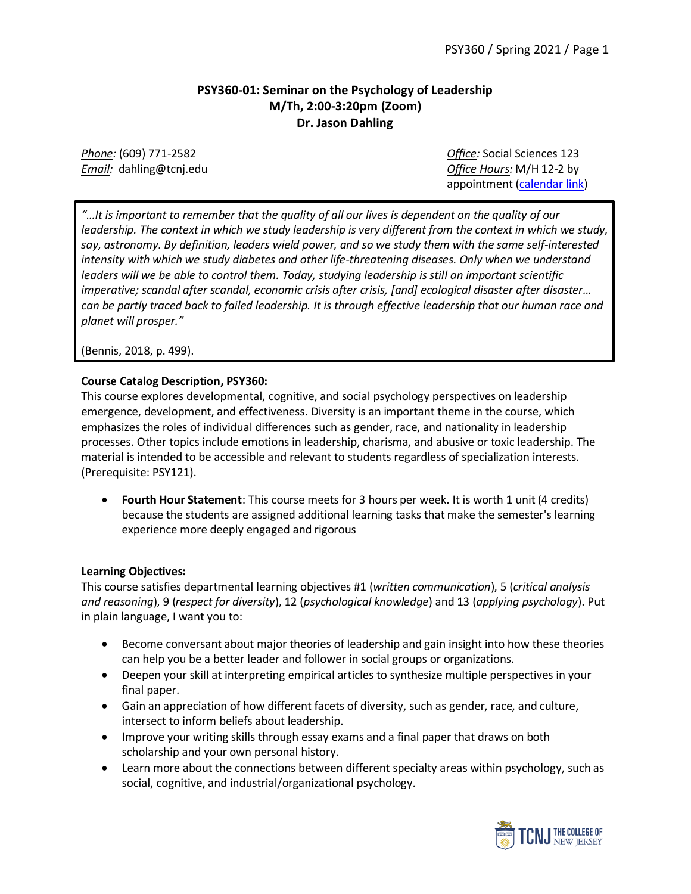# PSY360-01: Seminar on the Psychology of Leadership
**M/Th, 2:00-3:20pm (Zoom)**
**Dr. Jason Dahling**

*Phone:* (609) 771-2582
*Email:* dahling@tcnj.edu

*Office:* Social Sciences 123
*Office Hours:* M/H 12-2 by appointment (calendar link)

*"…It is important to remember that the quality of all our lives is dependent on the quality of our leadership. The context in which we study leadership is very different from the context in which we study, say, astronomy. By definition, leaders wield power, and so we study them with the same self-interested intensity with which we study diabetes and other life-threatening diseases. Only when we understand leaders will we be able to control them. Today, studying leadership is still an important scientific imperative; scandal after scandal, economic crisis after crisis, [and] ecological disaster after disaster… can be partly traced back to failed leadership. It is through effective leadership that our human race and planet will prosper."*

(Bennis, 2018, p. 499).

**Course Catalog Description, PSY360:**
This course explores developmental, cognitive, and social psychology perspectives on leadership emergence, development, and effectiveness. Diversity is an important theme in the course, which emphasizes the roles of individual differences such as gender, race, and nationality in leadership processes. Other topics include emotions in leadership, charisma, and abusive or toxic leadership. The material is intended to be accessible and relevant to students regardless of specialization interests. (Prerequisite: PSY121).

- **Fourth Hour Statement**: This course meets for 3 hours per week. It is worth 1 unit (4 credits) because the students are assigned additional learning tasks that make the semester's learning experience more deeply engaged and rigorous

**Learning Objectives:**
This course satisfies departmental learning objectives #1 (*written communication*), 5 (*critical analysis and reasoning*), 9 (*respect for diversity*), 12 (*psychological knowledge*) and 13 (*applying psychology*). Put in plain language, I want you to:

- Become conversant about major theories of leadership and gain insight into how these theories can help you be a better leader and follower in social groups or organizations.
- Deepen your skill at interpreting empirical articles to synthesize multiple perspectives in your final paper.
- Gain an appreciation of how different facets of diversity, such as gender, race, and culture, intersect to inform beliefs about leadership.
- Improve your writing skills through essay exams and a final paper that draws on both scholarship and your own personal history.
- Learn more about the connections between different specialty areas within psychology, such as social, cognitive, and industrial/organizational psychology.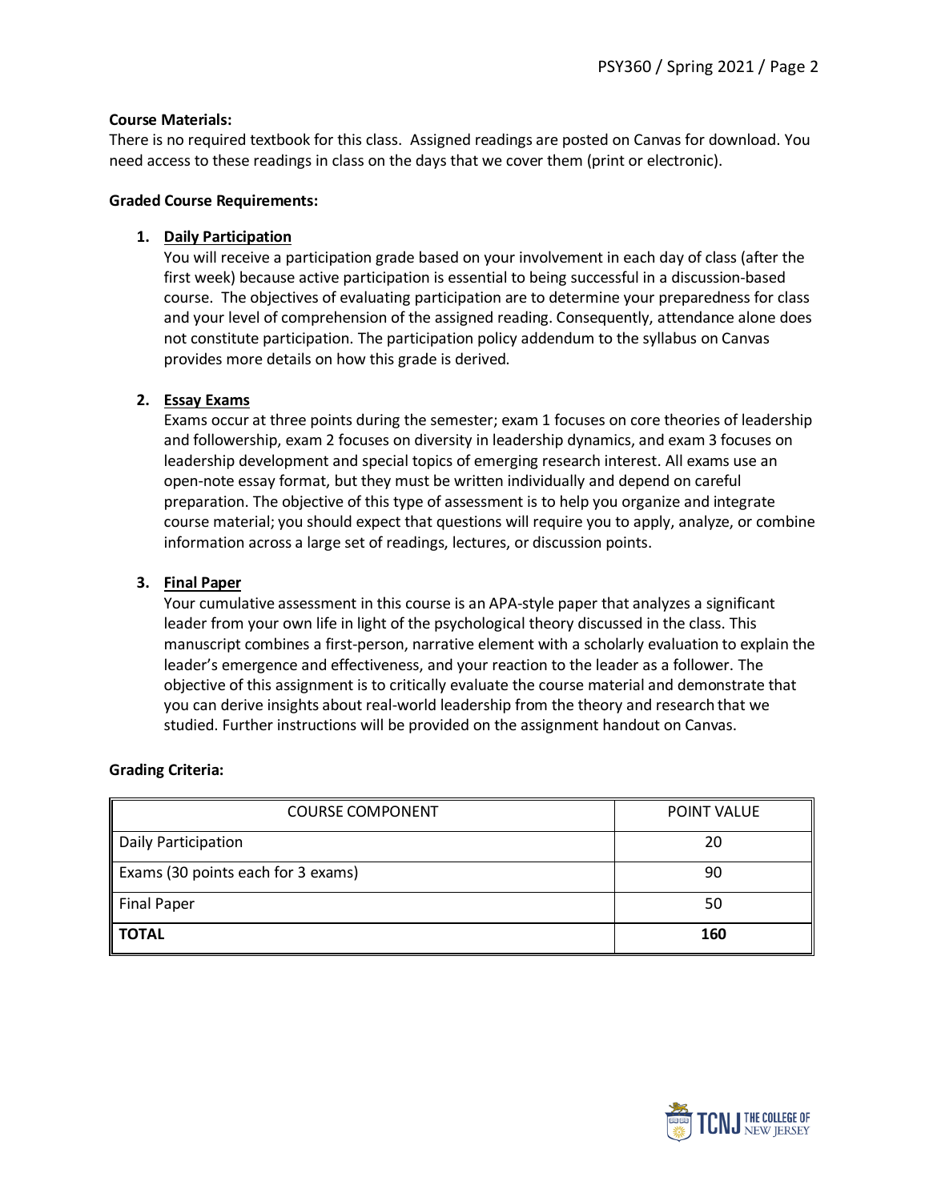**Course Materials:**

There is no required textbook for this class. Assigned readings are posted on Canvas for download. You need access to these readings in class on the days that we cover them (print or electronic).

**Graded Course Requirements:**

1. **Daily Participation**

   You will receive a participation grade based on your involvement in each day of class (after the first week) because active participation is essential to being successful in a discussion-based course. The objectives of evaluating participation are to determine your preparedness for class and your level of comprehension of the assigned reading. Consequently, attendance alone does not constitute participation. The participation policy addendum to the syllabus on Canvas provides more details on how this grade is derived.

2. **Essay Exams**

   Exams occur at three points during the semester; exam 1 focuses on core theories of leadership and followership, exam 2 focuses on diversity in leadership dynamics, and exam 3 focuses on leadership development and special topics of emerging research interest. All exams use an open-note essay format, but they must be written individually and depend on careful preparation. The objective of this type of assessment is to help you organize and integrate course material; you should expect that questions will require you to apply, analyze, or combine information across a large set of readings, lectures, or discussion points.

3. **Final Paper**

   Your cumulative assessment in this course is an APA-style paper that analyzes a significant leader from your own life in light of the psychological theory discussed in the class. This manuscript combines a first-person, narrative element with a scholarly evaluation to explain the leader's emergence and effectiveness, and your reaction to the leader as a follower. The objective of this assignment is to critically evaluate the course material and demonstrate that you can derive insights about real-world leadership from the theory and research that we studied. Further instructions will be provided on the assignment handout on Canvas.

**Grading Criteria:**

| COURSE COMPONENT | POINT VALUE |
|---|---|
| Daily Participation | 20 |
| Exams (30 points each for 3 exams) | 90 |
| Final Paper | 50 |
| **TOTAL** | **160** |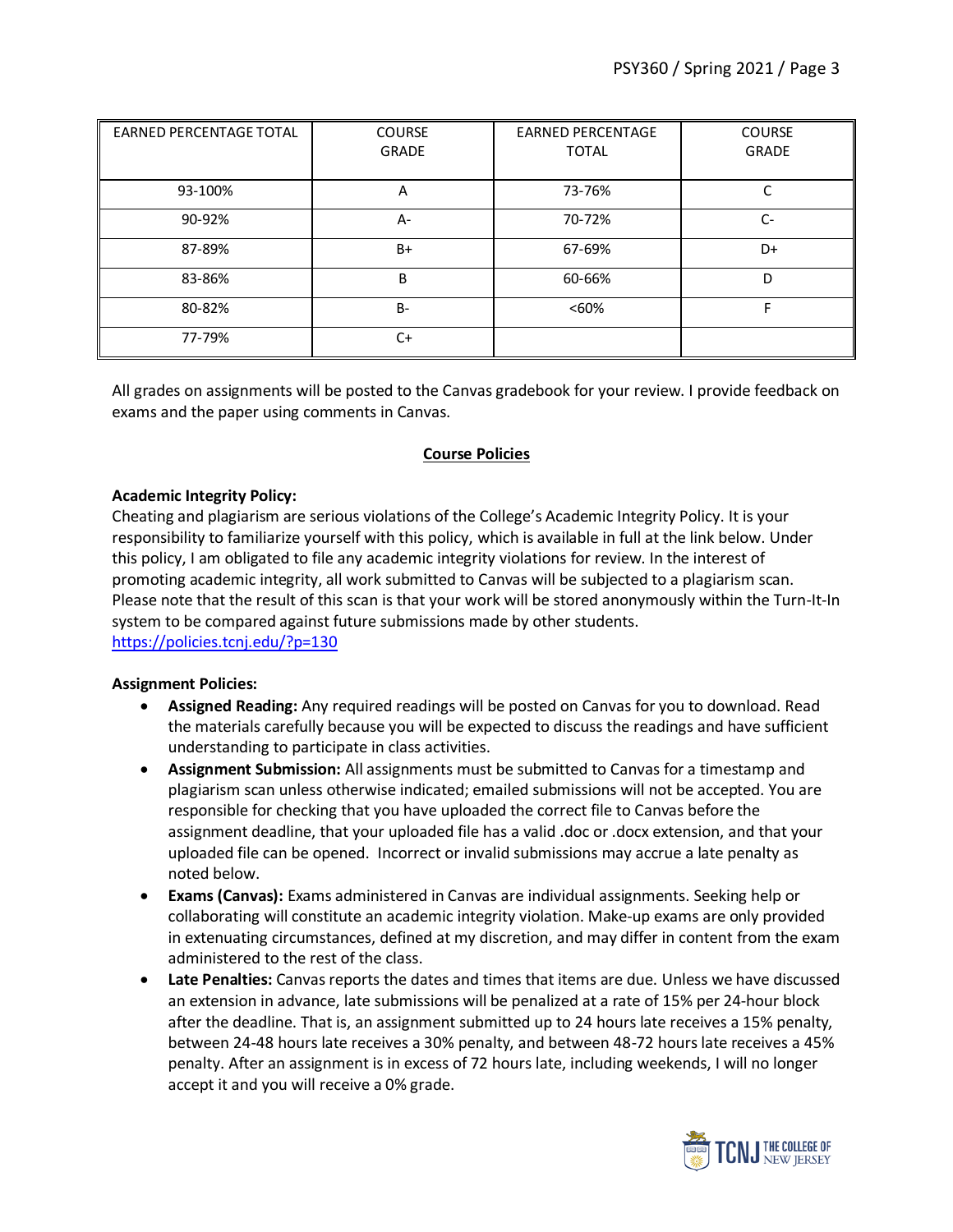| EARNED PERCENTAGE TOTAL | COURSE GRADE | EARNED PERCENTAGE TOTAL | COURSE GRADE |
|---|---|---|---|
| 93-100% | A | 73-76% | C |
| 90-92% | A- | 70-72% | C- |
| 87-89% | B+ | 67-69% | D+ |
| 83-86% | B | 60-66% | D |
| 80-82% | B- | <60% | F |
| 77-79% | C+ | | |

All grades on assignments will be posted to the Canvas gradebook for your review. I provide feedback on exams and the paper using comments in Canvas.

## Course Policies

**Academic Integrity Policy:**
Cheating and plagiarism are serious violations of the College's Academic Integrity Policy. It is your responsibility to familiarize yourself with this policy, which is available in full at the link below. Under this policy, I am obligated to file any academic integrity violations for review. In the interest of promoting academic integrity, all work submitted to Canvas will be subjected to a plagiarism scan. Please note that the result of this scan is that your work will be stored anonymously within the Turn-It-In system to be compared against future submissions made by other students.
https://policies.tcnj.edu/?p=130

**Assignment Policies:**

- **Assigned Reading:** Any required readings will be posted on Canvas for you to download. Read the materials carefully because you will be expected to discuss the readings and have sufficient understanding to participate in class activities.
- **Assignment Submission:** All assignments must be submitted to Canvas for a timestamp and plagiarism scan unless otherwise indicated; emailed submissions will not be accepted. You are responsible for checking that you have uploaded the correct file to Canvas before the assignment deadline, that your uploaded file has a valid .doc or .docx extension, and that your uploaded file can be opened. Incorrect or invalid submissions may accrue a late penalty as noted below.
- **Exams (Canvas):** Exams administered in Canvas are individual assignments. Seeking help or collaborating will constitute an academic integrity violation. Make-up exams are only provided in extenuating circumstances, defined at my discretion, and may differ in content from the exam administered to the rest of the class.
- **Late Penalties:** Canvas reports the dates and times that items are due. Unless we have discussed an extension in advance, late submissions will be penalized at a rate of 15% per 24-hour block after the deadline. That is, an assignment submitted up to 24 hours late receives a 15% penalty, between 24-48 hours late receives a 30% penalty, and between 48-72 hours late receives a 45% penalty. After an assignment is in excess of 72 hours late, including weekends, I will no longer accept it and you will receive a 0% grade.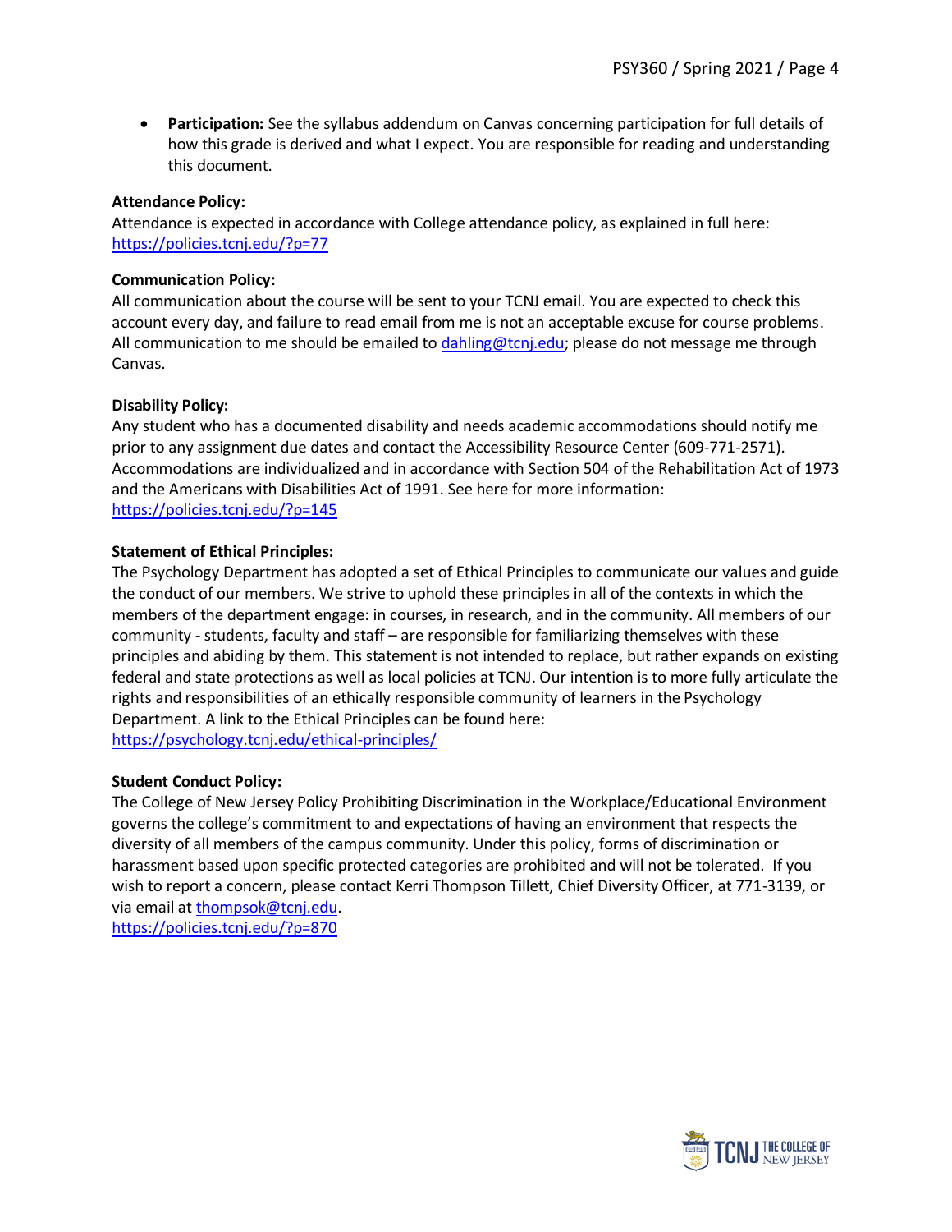- **Participation:** See the syllabus addendum on Canvas concerning participation for full details of how this grade is derived and what I expect. You are responsible for reading and understanding this document.

**Attendance Policy:**
Attendance is expected in accordance with College attendance policy, as explained in full here: https://policies.tcnj.edu/?p=77

**Communication Policy:**
All communication about the course will be sent to your TCNJ email. You are expected to check this account every day, and failure to read email from me is not an acceptable excuse for course problems. All communication to me should be emailed to dahling@tcnj.edu; please do not message me through Canvas.

**Disability Policy:**
Any student who has a documented disability and needs academic accommodations should notify me prior to any assignment due dates and contact the Accessibility Resource Center (609-771-2571). Accommodations are individualized and in accordance with Section 504 of the Rehabilitation Act of 1973 and the Americans with Disabilities Act of 1991. See here for more information: https://policies.tcnj.edu/?p=145

**Statement of Ethical Principles:**
The Psychology Department has adopted a set of Ethical Principles to communicate our values and guide the conduct of our members. We strive to uphold these principles in all of the contexts in which the members of the department engage: in courses, in research, and in the community. All members of our community - students, faculty and staff – are responsible for familiarizing themselves with these principles and abiding by them. This statement is not intended to replace, but rather expands on existing federal and state protections as well as local policies at TCNJ. Our intention is to more fully articulate the rights and responsibilities of an ethically responsible community of learners in the Psychology Department. A link to the Ethical Principles can be found here: https://psychology.tcnj.edu/ethical-principles/

**Student Conduct Policy:**
The College of New Jersey Policy Prohibiting Discrimination in the Workplace/Educational Environment governs the college's commitment to and expectations of having an environment that respects the diversity of all members of the campus community. Under this policy, forms of discrimination or harassment based upon specific protected categories are prohibited and will not be tolerated. If you wish to report a concern, please contact Kerri Thompson Tillett, Chief Diversity Officer, at 771-3139, or via email at thompsok@tcnj.edu.
https://policies.tcnj.edu/?p=870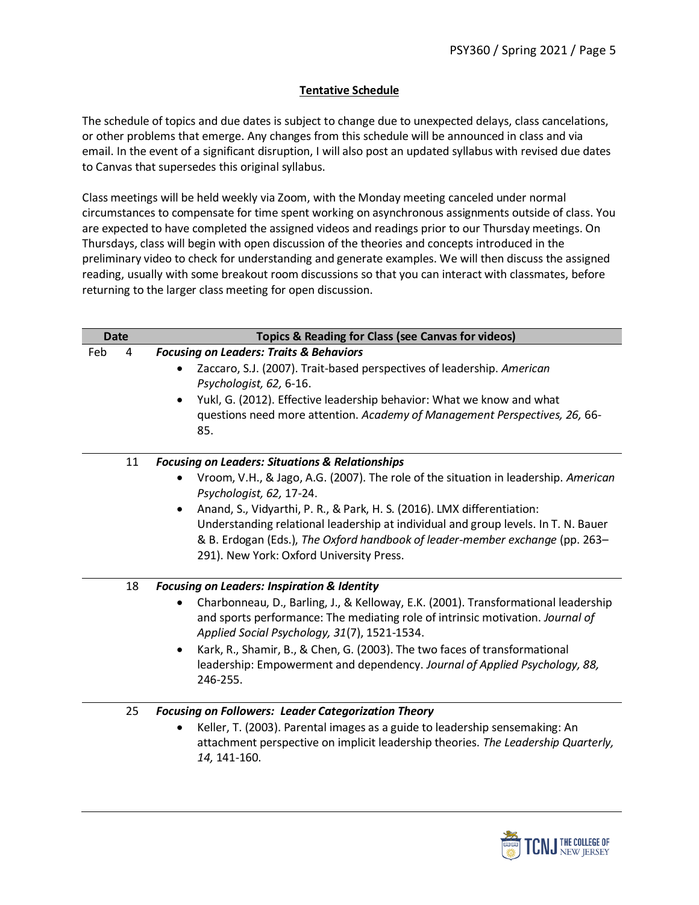## Tentative Schedule

The schedule of topics and due dates is subject to change due to unexpected delays, class cancelations, or other problems that emerge. Any changes from this schedule will be announced in class and via email. In the event of a significant disruption, I will also post an updated syllabus with revised due dates to Canvas that supersedes this original syllabus.

Class meetings will be held weekly via Zoom, with the Monday meeting canceled under normal circumstances to compensate for time spent working on asynchronous assignments outside of class. You are expected to have completed the assigned videos and readings prior to our Thursday meetings. On Thursdays, class will begin with open discussion of the theories and concepts introduced in the preliminary video to check for understanding and generate examples. We will then discuss the assigned reading, usually with some breakout room discussions so that you can interact with classmates, before returning to the larger class meeting for open discussion.

| Date | Topics & Reading for Class (see Canvas for videos) |
|---|---|
| Feb 4 | ***Focusing on Leaders: Traits & Behaviors***<br>• Zaccaro, S.J. (2007). Trait-based perspectives of leadership. *American Psychologist, 62,* 6-16.<br>• Yukl, G. (2012). Effective leadership behavior: What we know and what questions need more attention. *Academy of Management Perspectives, 26,* 66-85. |
| 11 | ***Focusing on Leaders: Situations & Relationships***<br>• Vroom, V.H., & Jago, A.G. (2007). The role of the situation in leadership. *American Psychologist, 62,* 17-24.<br>• Anand, S., Vidyarthi, P. R., & Park, H. S. (2016). LMX differentiation: Understanding relational leadership at individual and group levels. In T. N. Bauer & B. Erdogan (Eds.), *The Oxford handbook of leader-member exchange* (pp. 263–291). New York: Oxford University Press. |
| 18 | ***Focusing on Leaders: Inspiration & Identity***<br>• Charbonneau, D., Barling, J., & Kelloway, E.K. (2001). Transformational leadership and sports performance: The mediating role of intrinsic motivation. *Journal of Applied Social Psychology, 31*(7), 1521-1534.<br>• Kark, R., Shamir, B., & Chen, G. (2003). The two faces of transformational leadership: Empowerment and dependency. *Journal of Applied Psychology, 88,* 246-255. |
| 25 | ***Focusing on Followers: Leader Categorization Theory***<br>• Keller, T. (2003). Parental images as a guide to leadership sensemaking: An attachment perspective on implicit leadership theories. *The Leadership Quarterly, 14,* 141-160. |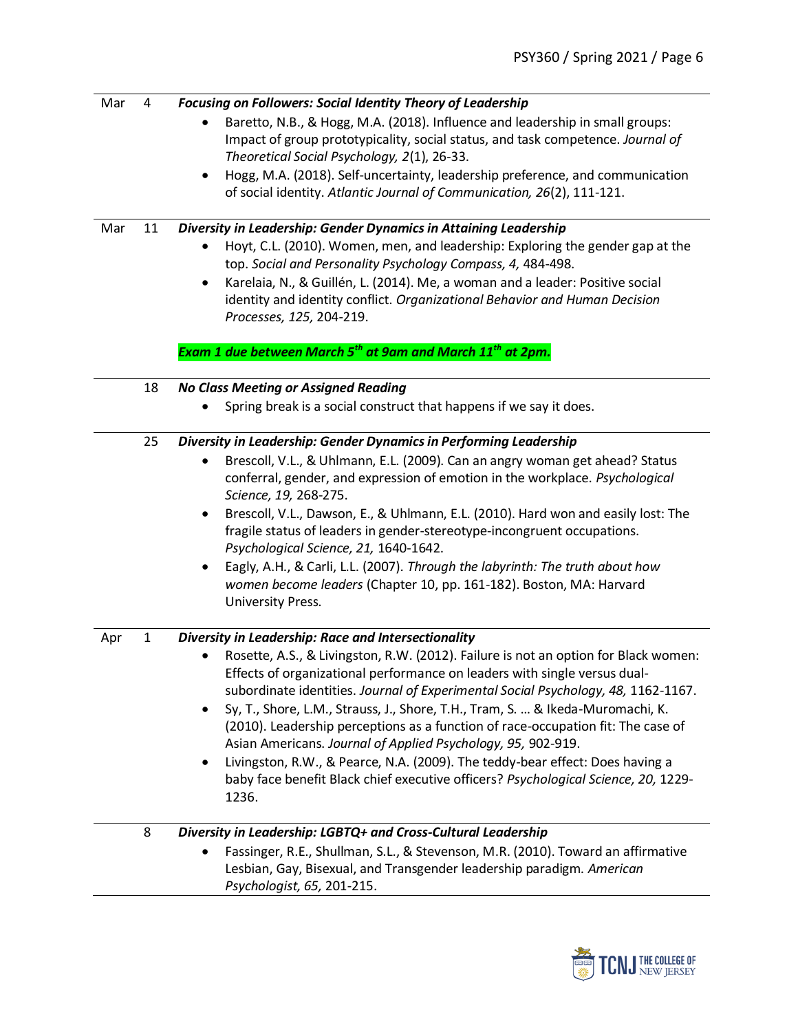| | | |
|---|---|---|
| Mar | 4 | ***Focusing on Followers: Social Identity Theory of Leadership***<br>• Baretto, N.B., & Hogg, M.A. (2018). Influence and leadership in small groups: Impact of group prototypicality, social status, and task competence. *Journal of Theoretical Social Psychology, 2*(1), 26-33.<br>• Hogg, M.A. (2018). Self-uncertainty, leadership preference, and communication of social identity. *Atlantic Journal of Communication, 26*(2), 111-121. |
| Mar | 11 | ***Diversity in Leadership: Gender Dynamics in Attaining Leadership***<br>• Hoyt, C.L. (2010). Women, men, and leadership: Exploring the gender gap at the top. *Social and Personality Psychology Compass, 4,* 484-498.<br>• Karelaia, N., & Guillén, L. (2014). Me, a woman and a leader: Positive social identity and identity conflict. *Organizational Behavior and Human Decision Processes, 125,* 204-219.<br><br>***Exam 1 due between March 5th at 9am and March 11th at 2pm.*** |
| | 18 | ***No Class Meeting or Assigned Reading***<br>• Spring break is a social construct that happens if we say it does. |
| | 25 | ***Diversity in Leadership: Gender Dynamics in Performing Leadership***<br>• Brescoll, V.L., & Uhlmann, E.L. (2009). Can an angry woman get ahead? Status conferral, gender, and expression of emotion in the workplace. *Psychological Science, 19,* 268-275.<br>• Brescoll, V.L., Dawson, E., & Uhlmann, E.L. (2010). Hard won and easily lost: The fragile status of leaders in gender-stereotype-incongruent occupations. *Psychological Science, 21,* 1640-1642.<br>• Eagly, A.H., & Carli, L.L. (2007). *Through the labyrinth: The truth about how women become leaders* (Chapter 10, pp. 161-182). Boston, MA: Harvard University Press. |
| Apr | 1 | ***Diversity in Leadership: Race and Intersectionality***<br>• Rosette, A.S., & Livingston, R.W. (2012). Failure is not an option for Black women: Effects of organizational performance on leaders with single versus dual-subordinate identities. *Journal of Experimental Social Psychology, 48,* 1162-1167.<br>• Sy, T., Shore, L.M., Strauss, J., Shore, T.H., Tram, S. … & Ikeda-Muromachi, K. (2010). Leadership perceptions as a function of race-occupation fit: The case of Asian Americans. *Journal of Applied Psychology, 95,* 902-919.<br>• Livingston, R.W., & Pearce, N.A. (2009). The teddy-bear effect: Does having a baby face benefit Black chief executive officers? *Psychological Science, 20,* 1229-1236. |
| | 8 | ***Diversity in Leadership: LGBTQ+ and Cross-Cultural Leadership***<br>• Fassinger, R.E., Shullman, S.L., & Stevenson, M.R. (2010). Toward an affirmative Lesbian, Gay, Bisexual, and Transgender leadership paradigm. *American Psychologist, 65,* 201-215. |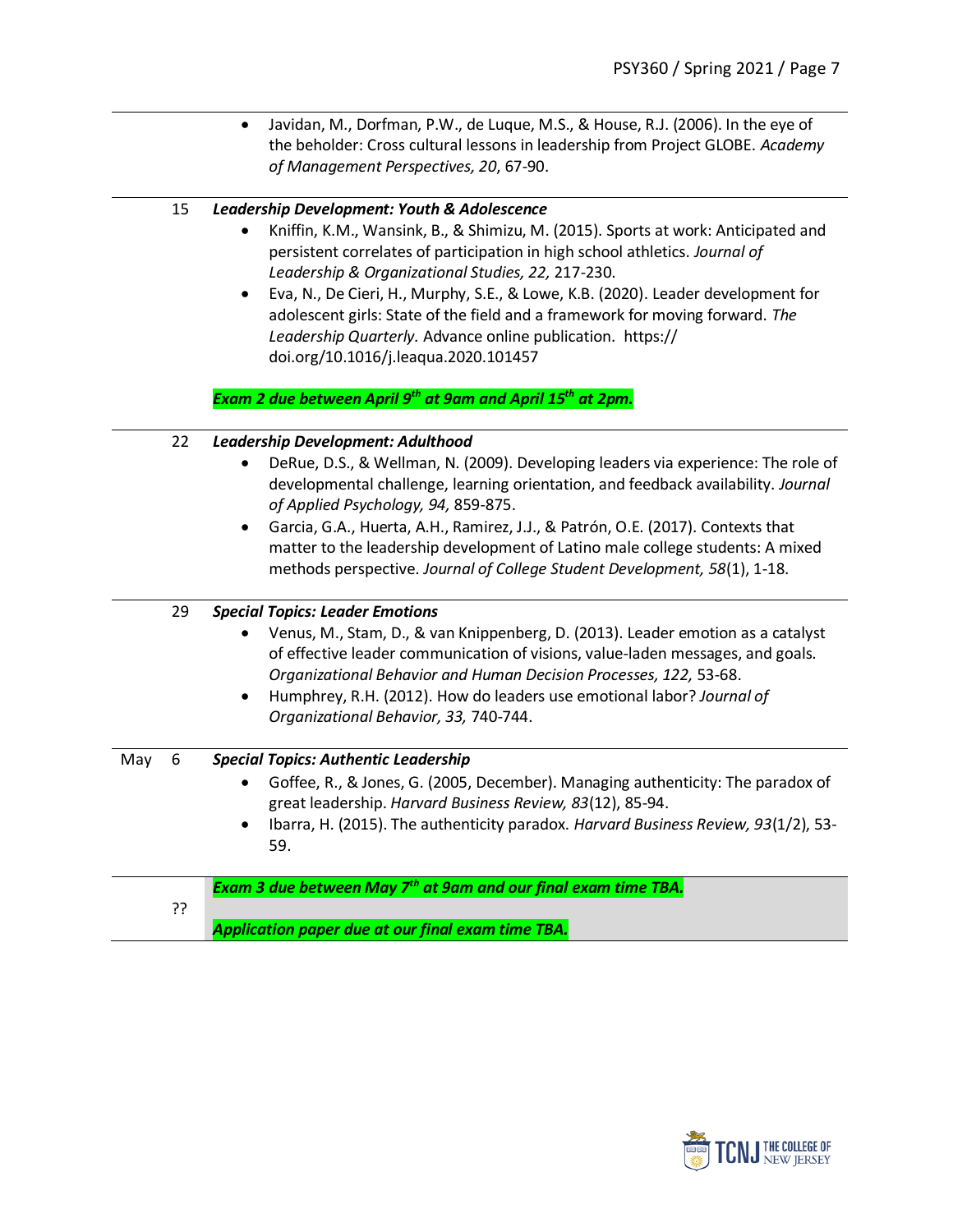| | | |
|---|---|---|
| | | • Javidan, M., Dorfman, P.W., de Luque, M.S., & House, R.J. (2006). In the eye of the beholder: Cross cultural lessons in leadership from Project GLOBE. *Academy of Management Perspectives, 20*, 67-90. |
| | 15 | ***Leadership Development: Youth & Adolescence*** <br> • Kniffin, K.M., Wansink, B., & Shimizu, M. (2015). Sports at work: Anticipated and persistent correlates of participation in high school athletics. *Journal of Leadership & Organizational Studies, 22,* 217-230. <br> • Eva, N., De Cieri, H., Murphy, S.E., & Lowe, K.B. (2020). Leader development for adolescent girls: State of the field and a framework for moving forward. *The Leadership Quarterly.* Advance online publication. https:// doi.org/10.1016/j.leaqua.2020.101457 <br><br> ***Exam 2 due between April 9th at 9am and April 15th at 2pm.*** |
| | 22 | ***Leadership Development: Adulthood*** <br> • DeRue, D.S., & Wellman, N. (2009). Developing leaders via experience: The role of developmental challenge, learning orientation, and feedback availability. *Journal of Applied Psychology, 94,* 859-875. <br> • Garcia, G.A., Huerta, A.H., Ramirez, J.J., & Patrón, O.E. (2017). Contexts that matter to the leadership development of Latino male college students: A mixed methods perspective. *Journal of College Student Development, 58*(1), 1-18. |
| | 29 | ***Special Topics: Leader Emotions*** <br> • Venus, M., Stam, D., & van Knippenberg, D. (2013). Leader emotion as a catalyst of effective leader communication of visions, value-laden messages, and goals. *Organizational Behavior and Human Decision Processes, 122,* 53-68. <br> • Humphrey, R.H. (2012). How do leaders use emotional labor? *Journal of Organizational Behavior, 33,* 740-744. |
| May | 6 | ***Special Topics: Authentic Leadership*** <br> • Goffee, R., & Jones, G. (2005, December). Managing authenticity: The paradox of great leadership. *Harvard Business Review, 83*(12), 85-94. <br> • Ibarra, H. (2015). The authenticity paradox. *Harvard Business Review, 93*(1/2), 53-59. |
| | ?? | ***Exam 3 due between May 7th at 9am and our final exam time TBA.*** <br><br> ***Application paper due at our final exam time TBA.*** |